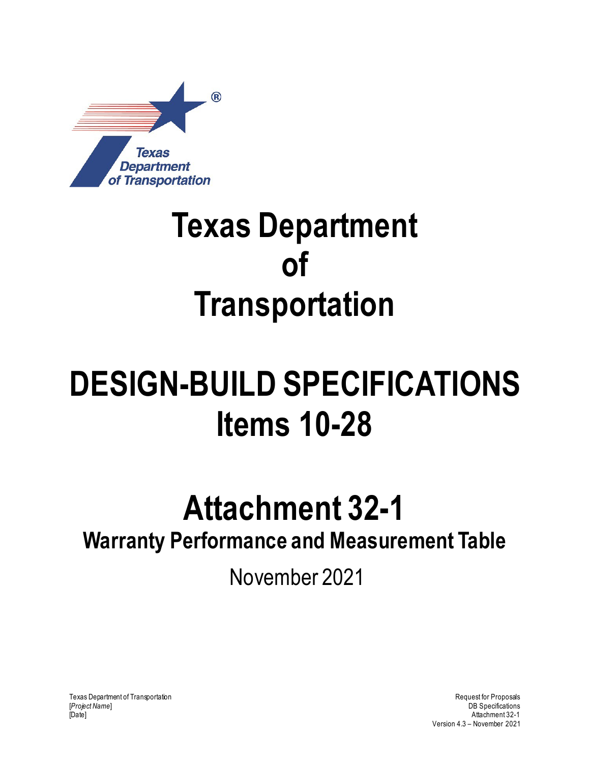# Texas Department of Transportation

# DESIGN-BUILD SPECIFICATIONS

## Items 10-28

# Attachment 32-1

## Warranty Performance and Measurement Table

November 2021

Texas Department of Transportation
[*Project Name*]
[Date]

Request for Proposals
DB Specifications
Attachment 32-1
Version 4.3 – November 2021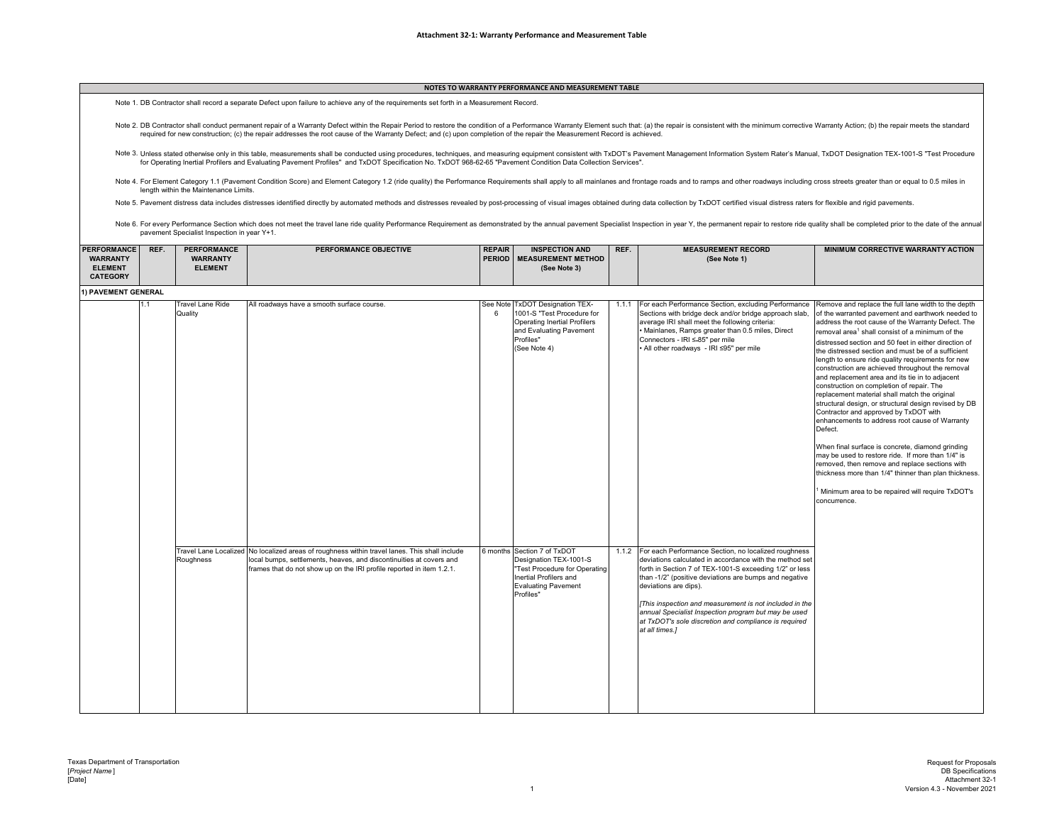**Attachment 32-1: Warranty Performance and Measurement Table**

**NOTES TO WARRANTY PERFORMANCE AND MEASUREMENT TABLE**

Note 1. DB Contractor shall record a separate Defect upon failure to achieve any of the requirements set forth in a Measurement Record.

Note 2. DB Contractor shall conduct permanent repair of a Warranty Defect within the Repair Period to restore the condition of a Performance Warranty Element such that: (a) the repair is consistent with the minimum corrective Warranty Action; (b) the repair meets the standard required for new construction; (c) the repair addresses the root cause of the Warranty Defect; and (c) upon completion of the repair the Measurement Record is achieved.

Note 3. Unless stated otherwise only in this table, measurements shall be conducted using procedures, techniques, and measuring equipment consistent with TxDOT's Pavement Management Information System Rater's Manual, TxDOT Designation TEX-1001-S "Test Procedure for Operating Inertial Profilers and Evaluating Pavement Profiles" and TxDOT Specification No. TxDOT 968-62-65 "Pavement Condition Data Collection Services".

Note 4. For Element Category 1.1 (Pavement Condition Score) and Element Category 1.2 (ride quality) the Performance Requirements shall apply to all mainlanes and frontage roads and to ramps and other roadways including cross streets greater than or equal to 0.5 miles in length within the Maintenance Limits.

Note 5. Pavement distress data includes distresses identified directly by automated methods and distresses revealed by post-processing of visual images obtained during data collection by TxDOT certified visual distress raters for flexible and rigid pavements.

Note 6. For every Performance Section which does not meet the travel lane ride quality Performance Requirement as demonstrated by the annual pavement Specialist Inspection in year Y, the permanent repair to restore ride quality shall be completed prior to the date of the annual pavement Specialist Inspection in year Y+1.

| PERFORMANCE WARRANTY ELEMENT CATEGORY | REF. | PERFORMANCE WARRANTY ELEMENT | PERFORMANCE OBJECTIVE | REPAIR PERIOD | INSPECTION AND MEASUREMENT METHOD (See Note 3) | REF. | MEASUREMENT RECORD (See Note 1) | MINIMUM CORRECTIVE WARRANTY ACTION |
|---|---|---|---|---|---|---|---|---|
| **1) PAVEMENT GENERAL** | | | | | | | | |
| | 1.1 | Travel Lane Ride Quality | All roadways have a smooth surface course. | See Note 6 | TxDOT Designation TEX-1001-S "Test Procedure for Operating Inertial Profilers and Evaluating Pavement Profiles" (See Note 4) | 1.1.1 | For each Performance Section, excluding Performance Sections with bridge deck and/or bridge approach slab, average IRI shall meet the following criteria:<br>• Mainlanes, Ramps greater than 0.5 miles, Direct Connectors - IRI ≤85" per mile<br>• All other roadways - IRI ≤95" per mile | Remove and replace the full lane width to the depth of the warranted pavement and earthwork needed to address the root cause of the Warranty Defect. The removal area[1] shall consist of a minimum of the distressed section and 50 feet in either direction of the distressed section and must be of a sufficient length to ensure ride quality requirements for new construction are achieved throughout the removal and replacement area and its tie in to adjacent construction on completion of repair. The replacement material shall match the original structural design, or structural design revised by DB Contractor and approved by TxDOT with enhancements to address root cause of Warranty Defect.<br><br>When final surface is concrete, diamond grinding may be used to restore ride. If more than 1/4" is removed, then remove and replace sections with thickness more than 1/4" thinner than plan thickness.<br><br>[1] Minimum area to be repaired will require TxDOT's concurrence. |
| | | Travel Lane Localized Roughness | No localized areas of roughness within travel lanes. This shall include local bumps, settlements, heaves, and discontinuities at covers and frames that do not show up on the IRI profile reported in item 1.2.1. | 6 months | Section 7 of TxDOT Designation TEX-1001-S "Test Procedure for Operating Inertial Profilers and Evaluating Pavement Profiles" | 1.1.2 | For each Performance Section, no localized roughness deviations calculated in accordance with the method set forth in Section 7 of TEX-1001-S exceeding 1/2" or less than -1/2" (positive deviations are bumps and negative deviations are dips).<br><br>*[This inspection and measurement is not included in the annual Specialist Inspection program but may be used at TxDOT's sole discretion and compliance is required at all times.]* | |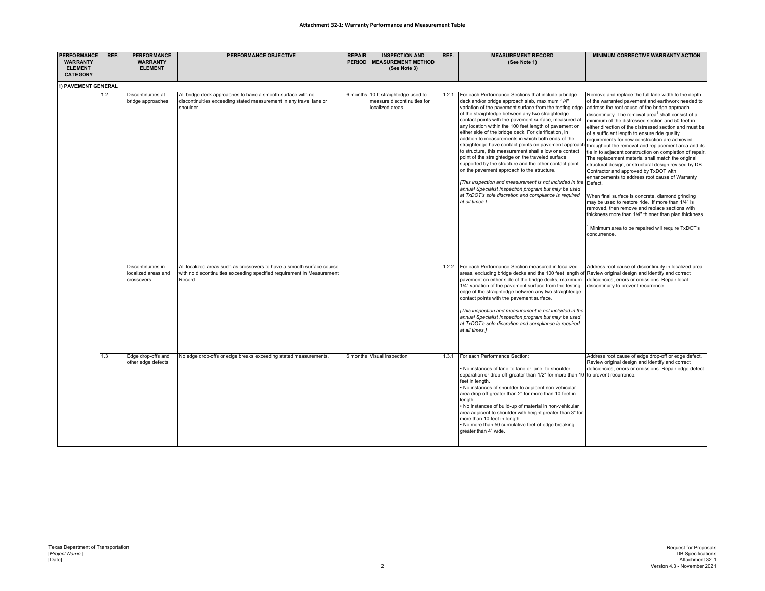**Attachment 32-1: Warranty Performance and Measurement Table**

| PERFORMANCE WARRANTY ELEMENT CATEGORY | REF. | PERFORMANCE WARRANTY ELEMENT | PERFORMANCE OBJECTIVE | REPAIR PERIOD | INSPECTION AND MEASUREMENT METHOD (See Note 3) | REF. | MEASUREMENT RECORD (See Note 1) | MINIMUM CORRECTIVE WARRANTY ACTION |
|---|---|---|---|---|---|---|---|---|
| **1) PAVEMENT GENERAL** | | | | | | | | |
| | 1.2 | Discontinuities at bridge approaches | All bridge deck approaches to have a smooth surface with no discontinuities exceeding stated measurement in any travel lane or shoulder. | 6 months | 10-ft straightedge used to measure discontinuities for localized areas. | 1.2.1 | For each Performance Sections that include a bridge deck and/or bridge approach slab, maximum 1/4" variation of the pavement surface from the testing edge of the straightedge between any two straightedge contact points with the pavement surface, measured at any location within the 100 feet length of pavement on either side of the bridge deck. For clarification, in addition to measurements in which both ends of the straightedge have contact points on pavement approach to structure, this measurement shall allow one contact point of the straightedge on the traveled surface supported by the structure and the other contact point on the pavement approach to the structure.<br><br>*[This inspection and measurement is not included in the annual Specialist Inspection program but may be used at TxDOT's sole discretion and compliance is required at all times.]* | Remove and replace the full lane width to the depth of the warranted pavement and earthwork needed to address the root cause of the bridge approach discontinuity. The removal area[1] shall consist of a minimum of the distressed section and 50 feet in either direction of the distressed section and must be of a sufficient length to ensure ride quality requirements for new construction are achieved throughout the removal and replacement area and its tie in to adjacent construction on completion of repair. The replacement material shall match the original structural design, or structural design revised by DB Contractor and approved by TxDOT with enhancements to address root cause of Warranty Defect.<br><br>When final surface is concrete, diamond grinding may be used to restore ride. If more than 1/4" is removed, then remove and replace sections with thickness more than 1/4" thinner than plan thickness.<br><br>[1] Minimum area to be repaired will require TxDOT's concurrence. |
| | | Discontinuities in localized areas and crossovers | All localized areas such as crossovers to have a smooth surface course with no discontinuities exceeding specified requirement in Measurement Record. | | | 1.2.2 | For each Performance Section measured in localized areas, excluding bridge decks and the 100 feet length of pavement on either side of the bridge decks, maximum 1/4" variation of the pavement surface from the testing edge of the straightedge between any two straightedge contact points with the pavement surface.<br><br>*[This inspection and measurement is not included in the annual Specialist Inspection program but may be used at TxDOT's sole discretion and compliance is required at all times.]* | Address root cause of discontinuity in localized area. Review original design and identify and correct deficiencies, errors or omissions. Repair local discontinuity to prevent recurrence. |
| | 1.3 | Edge drop-offs and other edge defects | No edge drop-offs or edge breaks exceeding stated measurements. | 6 months | Visual inspection | 1.3.1 | For each Performance Section:<br><br>• No instances of lane-to-lane or lane- to-shoulder separation or drop-off greater than 1/2" for more than 10 feet in length.<br>• No instances of shoulder to adjacent non-vehicular area drop off greater than 2" for more than 10 feet in length.<br>• No instances of build-up of material in non-vehicular area adjacent to shoulder with height greater than 3" for more than 10 feet in length.<br>• No more than 50 cumulative feet of edge breaking greater than 4" wide. | Address root cause of edge drop-off or edge defect. Review original design and identify and correct deficiencies, errors or omissions. Repair edge defect to prevent recurrence. |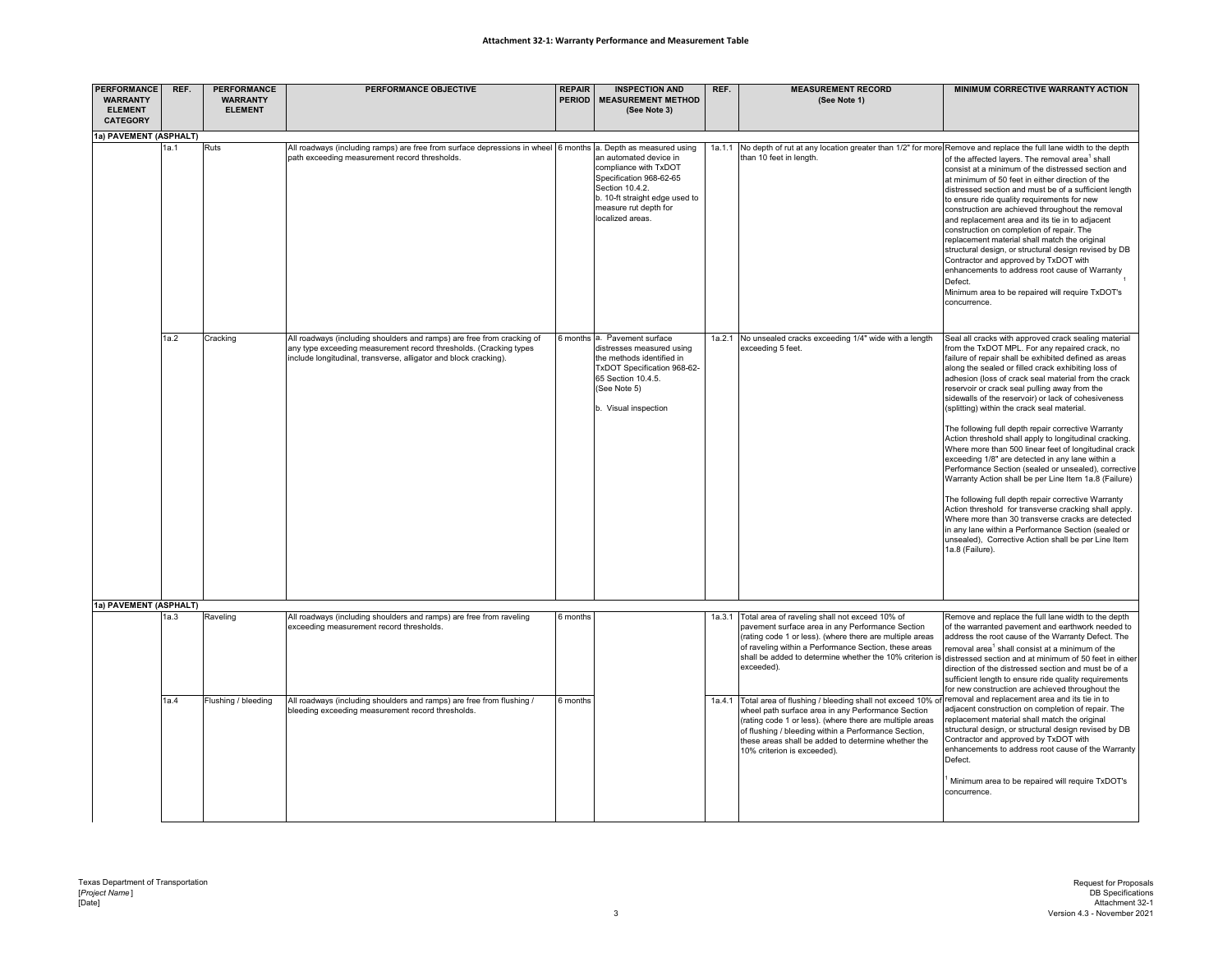**Attachment 32-1: Warranty Performance and Measurement Table**

| PERFORMANCE WARRANTY ELEMENT CATEGORY | REF. | PERFORMANCE WARRANTY ELEMENT | PERFORMANCE OBJECTIVE | REPAIR PERIOD | INSPECTION AND MEASUREMENT METHOD (See Note 3) | REF. | MEASUREMENT RECORD (See Note 1) | MINIMUM CORRECTIVE WARRANTY ACTION |
|---|---|---|---|---|---|---|---|---|
| **1a) PAVEMENT (ASPHALT)** | | | | | | | | |
| | 1a.1 | Ruts | All roadways (including ramps) are free from surface depressions in wheel path exceeding measurement record thresholds. | 6 months | a. Depth as measured using an automated device in compliance with TxDOT Specification 968-62-65 Section 10.4.2.<br>b. 10-ft straight edge used to measure rut depth for localized areas. | 1a.1.1 | No depth of rut at any location greater than 1/2" for more than 10 feet in length. | Remove and replace the full lane width to the depth of the affected layers. The removal area[1] shall consist at a minimum of the distressed section and at minimum of 50 feet in either direction of the distressed section and must be of a sufficient length to ensure ride quality requirements for new construction are achieved throughout the removal and replacement area and its tie in to adjacent construction on completion of repair. The replacement material shall match the original structural design, or structural design revised by DB Contractor and approved by TxDOT with enhancements to address root cause of Warranty Defect.<br>[1] Minimum area to be repaired will require TxDOT's concurrence. |
| | 1a.2 | Cracking | All roadways (including shoulders and ramps) are free from cracking of any type exceeding measurement record thresholds. (Cracking types include longitudinal, transverse, alligator and block cracking). | 6 months | a. Pavement surface distresses measured using the methods identified in TxDOT Specification 968-62-65 Section 10.4.5. (See Note 5)<br>b. Visual inspection | 1a.2.1 | No unsealed cracks exceeding 1/4" wide with a length exceeding 5 feet. | Seal all cracks with approved crack sealing material from the TxDOT MPL. For any repaired crack, no failure of repair shall be exhibited defined as areas along the sealed or filled crack exhibiting loss of adhesion (loss of crack seal material from the crack reservoir or crack seal pulling away from the sidewalls of the reservoir) or lack of cohesiveness (splitting) within the crack seal material.<br><br>The following full depth repair corrective Warranty Action threshold shall apply to longitudinal cracking. Where more than 500 linear feet of longitudinal crack exceeding 1/8" are detected in any lane within a Performance Section (sealed or unsealed), corrective Warranty Action shall be per Line Item 1a.8 (Failure)<br><br>The following full depth repair corrective Warranty Action threshold for transverse cracking shall apply. Where more than 30 transverse cracks are detected in any lane within a Performance Section (sealed or unsealed), Corrective Action shall be per Line Item 1a.8 (Failure). |
| **1a) PAVEMENT (ASPHALT)** | | | | | | | | |
| | 1a.3 | Raveling | All roadways (including shoulders and ramps) are free from raveling exceeding measurement record thresholds. | 6 months | | 1a.3.1 | Total area of raveling shall not exceed 10% of pavement surface area in any Performance Section (rating code 1 or less). (where there are multiple areas of raveling within a Performance Section, these areas shall be added to determine whether the 10% criterion is exceeded). | Remove and replace the full lane width to the depth of the warranted pavement and earthwork needed to address the root cause of the Warranty Defect. The removal area[1] shall consist at a minimum of the distressed section and at minimum of 50 feet in either direction of the distressed section and must be of a sufficient length to ensure ride quality requirements for new construction are achieved throughout the removal and replacement area and its tie in to adjacent construction on completion of repair. The replacement material shall match the original structural design, or structural design revised by DB Contractor and approved by TxDOT with enhancements to address root cause of the Warranty Defect.<br><br>[1] Minimum area to be repaired will require TxDOT's concurrence. |
| | 1a.4 | Flushing / bleeding | All roadways (including shoulders and ramps) are free from flushing / bleeding exceeding measurement record thresholds. | 6 months | | 1a.4.1 | Total area of flushing / bleeding shall not exceed 10% of wheel path surface area in any Performance Section (rating code 1 or less). (where there are multiple areas of flushing / bleeding within a Performance Section, these areas shall be added to determine whether the 10% criterion is exceeded). | |

Texas Department of Transportation
[*Project Name*]
[Date]

Request for Proposals
DB Specifications
Attachment 32-1
Version 4.3 - November 2021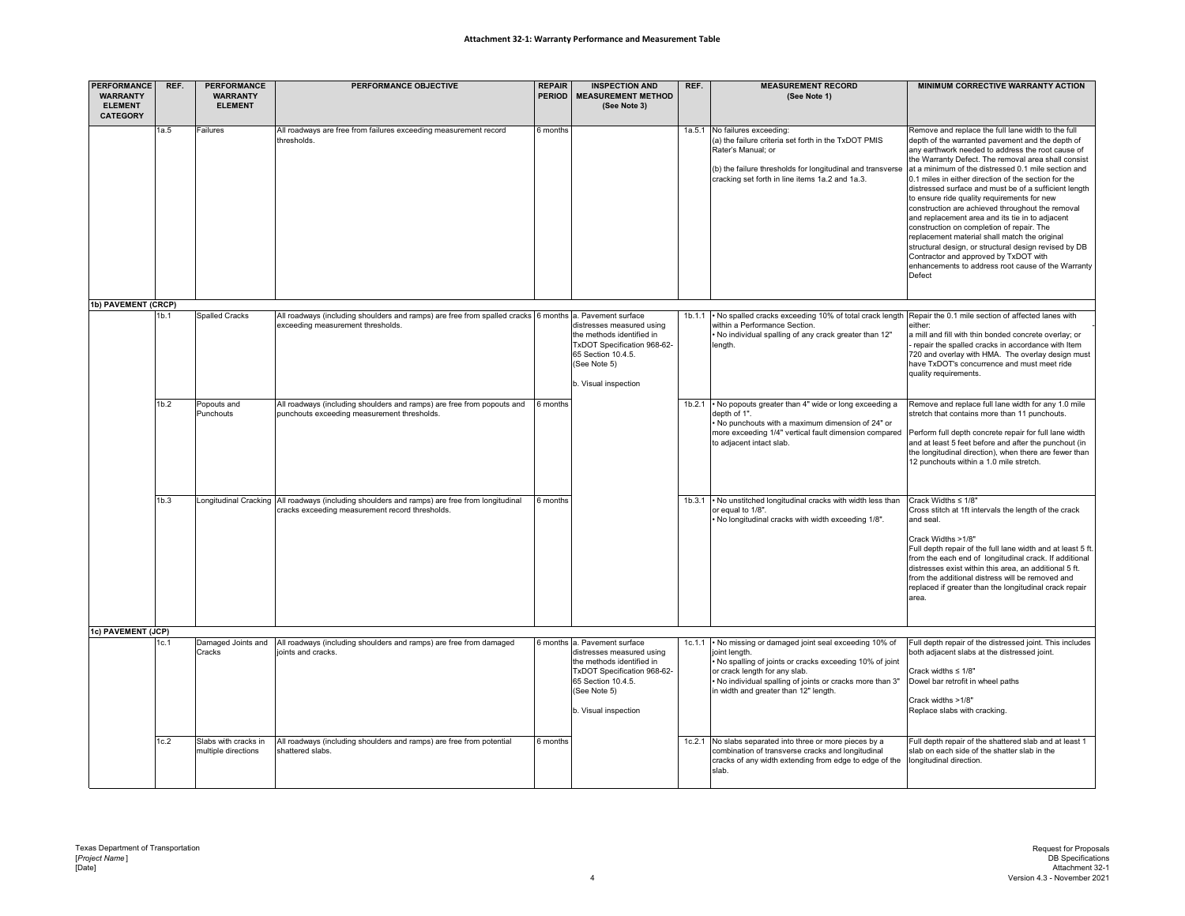**Attachment 32-1: Warranty Performance and Measurement Table**

| PERFORMANCE WARRANTY ELEMENT CATEGORY | REF. | PERFORMANCE WARRANTY ELEMENT | PERFORMANCE OBJECTIVE | REPAIR PERIOD | INSPECTION AND MEASUREMENT METHOD (See Note 3) | REF. | MEASUREMENT RECORD (See Note 1) | MINIMUM CORRECTIVE WARRANTY ACTION |
|---|---|---|---|---|---|---|---|---|
| | 1a.5 | Failures | All roadways are free from failures exceeding measurement record thresholds. | 6 months | | 1a.5.1 | No failures exceeding:<br>(a) the failure criteria set forth in the TxDOT PMIS Rater's Manual; or<br>(b) the failure thresholds for longitudinal and transverse cracking set forth in line items 1a.2 and 1a.3. | Remove and replace the full lane width to the full depth of the warranted pavement and the depth of any earthwork needed to address the root cause of the Warranty Defect. The removal area shall consist at a minimum of the distressed 0.1 mile section and 0.1 miles in either direction of the section for the distressed surface and must be of a sufficient length to ensure ride quality requirements for new construction are achieved throughout the removal and replacement area and its tie in to adjacent construction on completion of repair. The replacement material shall match the original structural design, or structural design revised by DB Contractor and approved by TxDOT with enhancements to address root cause of the Warranty Defect |
| **1b) PAVEMENT (CRCP)** | | | | | | | | |
| | 1b.1 | Spalled Cracks | All roadways (including shoulders and ramps) are free from spalled cracks exceeding measurement thresholds. | 6 months | a. Pavement surface distresses measured using the methods identified in TxDOT Specification 968-62-65 Section 10.4.5. (See Note 5)<br>b. Visual inspection | 1b.1.1 | • No spalled cracks exceeding 10% of total crack length within a Performance Section.<br>• No individual spalling of any crack greater than 12" length. | Repair the 0.1 mile section of affected lanes with either:<br>a mill and fill with thin bonded concrete overlay; or<br>- repair the spalled cracks in accordance with Item 720 and overlay with HMA. The overlay design must have TxDOT's concurrence and must meet ride quality requirements. |
| | 1b.2 | Popouts and Punchouts | All roadways (including shoulders and ramps) are free from popouts and punchouts exceeding measurement thresholds. | 6 months | | 1b.2.1 | • No popouts greater than 4" wide or long exceeding a depth of 1".<br>• No punchouts with a maximum dimension of 24" or more exceeding 1/4" vertical fault dimension compared to adjacent intact slab. | Remove and replace full lane width for any 1.0 mile stretch that contains more than 11 punchouts.<br>Perform full depth concrete repair for full lane width and at least 5 feet before and after the punchout (in the longitudinal direction), when there are fewer than 12 punchouts within a 1.0 mile stretch. |
| | 1b.3 | Longitudinal Cracking | All roadways (including shoulders and ramps) are free from longitudinal cracks exceeding measurement record thresholds. | 6 months | | 1b.3.1 | • No unstitched longitudinal cracks with width less than or equal to 1/8".<br>• No longitudinal cracks with width exceeding 1/8". | Crack Widths ≤ 1/8"<br>Cross stitch at 1ft intervals the length of the crack and seal.<br>Crack Widths >1/8"<br>Full depth repair of the full lane width and at least 5 ft. from the each end of longitudinal crack. If additional distresses exist within this area, an additional 5 ft. from the additional distress will be removed and replaced if greater than the longitudinal crack repair area. |
| **1c) PAVEMENT (JCP)** | | | | | | | | |
| | 1c.1 | Damaged Joints and Cracks | All roadways (including shoulders and ramps) are free from damaged joints and cracks. | 6 months | a. Pavement surface distresses measured using the methods identified in TxDOT Specification 968-62-65 Section 10.4.5. (See Note 5)<br>b. Visual inspection | 1c.1.1 | • No missing or damaged joint seal exceeding 10% of joint length.<br>• No spalling of joints or cracks exceeding 10% of joint or crack length for any slab.<br>• No individual spalling of joints or cracks more than 3" in width and greater than 12" length. | Full depth repair of the distressed joint. This includes both adjacent slabs at the distressed joint.<br>Crack widths ≤ 1/8"<br>Dowel bar retrofit in wheel paths<br>Crack widths >1/8"<br>Replace slabs with cracking. |
| | 1c.2 | Slabs with cracks in multiple directions | All roadways (including shoulders and ramps) are free from potential shattered slabs. | 6 months | | 1c.2.1 | No slabs separated into three or more pieces by a combination of transverse cracks and longitudinal cracks of any width extending from edge to edge of the slab. | Full depth repair of the shattered slab and at least 1 slab on each side of the shatter slab in the longitudinal direction. |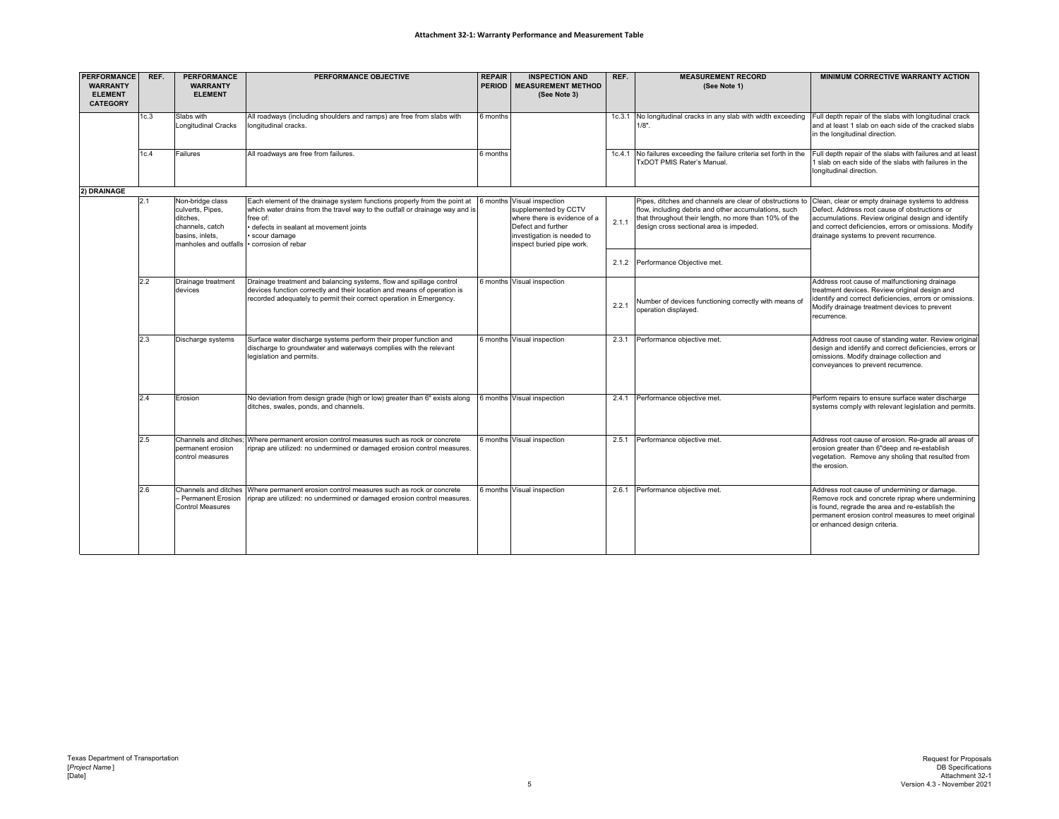**Attachment 32-1: Warranty Performance and Measurement Table**

| PERFORMANCE WARRANTY ELEMENT CATEGORY | REF. | PERFORMANCE WARRANTY ELEMENT | PERFORMANCE OBJECTIVE | REPAIR PERIOD | INSPECTION AND MEASUREMENT METHOD (See Note 3) | REF. | MEASUREMENT RECORD (See Note 1) | MINIMUM CORRECTIVE WARRANTY ACTION |
|---|---|---|---|---|---|---|---|---|
| | 1c.3 | Slabs with Longitudinal Cracks | All roadways (including shoulders and ramps) are free from slabs with longitudinal cracks. | 6 months | | 1c.3.1 | No longitudinal cracks in any slab with width exceeding 1/8". | Full depth repair of the slabs with longitudinal crack and at least 1 slab on each side of the cracked slabs in the longitudinal direction. |
| | 1c.4 | Failures | All roadways are free from failures. | 6 months | | 1c.4.1 | No failures exceeding the failure criteria set forth in the TxDOT PMIS Rater's Manual. | Full depth repair of the slabs with failures and at least 1 slab on each side of the slabs with failures in the longitudinal direction. |
| **2) DRAINAGE** | | | | | | | | |
| | 2.1 | Non-bridge class culverts, Pipes, ditches, channels, catch basins, inlets, manholes and outfalls | Each element of the drainage system functions properly from the point at which water drains from the travel way to the outfall or drainage way and is free of:<br>• defects in sealant at movement joints<br>• scour damage<br>• corrosion of rebar | 6 months | Visual inspection supplemented by CCTV where there is evidence of a Defect and further investigation is needed to inspect buried pipe work. | 2.1.1 | Pipes, ditches and channels are clear of obstructions to flow, including debris and other accumulations, such that throughout their length, no more than 10% of the design cross sectional area is impeded. | Clean, clear or empty drainage systems to address Defect. Address root cause of obstructions or accumulations. Review original design and identify and correct deficiencies, errors or omissions. Modify drainage systems to prevent recurrence. |
| | | | | | | 2.1.2 | Performance Objective met. | |
| | 2.2 | Drainage treatment devices | Drainage treatment and balancing systems, flow and spillage control devices function correctly and their location and means of operation is recorded adequately to permit their correct operation in Emergency. | 6 months | Visual inspection | 2.2.1 | Number of devices functioning correctly with means of operation displayed. | Address root cause of malfunctioning drainage treatment devices. Review original design and identify and correct deficiencies, errors or omissions. Modify drainage treatment devices to prevent recurrence. |
| | 2.3 | Discharge systems | Surface water discharge systems perform their proper function and discharge to groundwater and waterways complies with the relevant legislation and permits. | 6 months | Visual inspection | 2.3.1 | Performance objective met. | Address root cause of standing water. Review original design and identify and correct deficiencies, errors or omissions. Modify drainage collection and conveyances to prevent recurrence. |
| | 2.4 | Erosion | No deviation from design grade (high or low) greater than 6" exists along ditches, swales, ponds, and channels. | 6 months | Visual inspection | 2.4.1 | Performance objective met. | Perform repairs to ensure surface water discharge systems comply with relevant legislation and permits. |
| | 2.5 | Channels and ditches; permanent erosion control measures | Where permanent erosion control measures such as rock or concrete riprap are utilized: no undermined or damaged erosion control measures. | 6 months | Visual inspection | 2.5.1 | Performance objective met. | Address root cause of erosion. Re-grade all areas of erosion greater than 6"deep and re-establish vegetation. Remove any sholing that resulted from the erosion. |
| | 2.6 | Channels and ditches – Permanent Erosion Control Measures | Where permanent erosion control measures such as rock or concrete riprap are utilized: no undermined or damaged erosion control measures. | 6 months | Visual inspection | 2.6.1 | Performance objective met. | Address root cause of undermining or damage. Remove rock and concrete riprap where undermining is found, regrade the area and re-establish the permanent erosion control measures to meet original or enhanced design criteria. |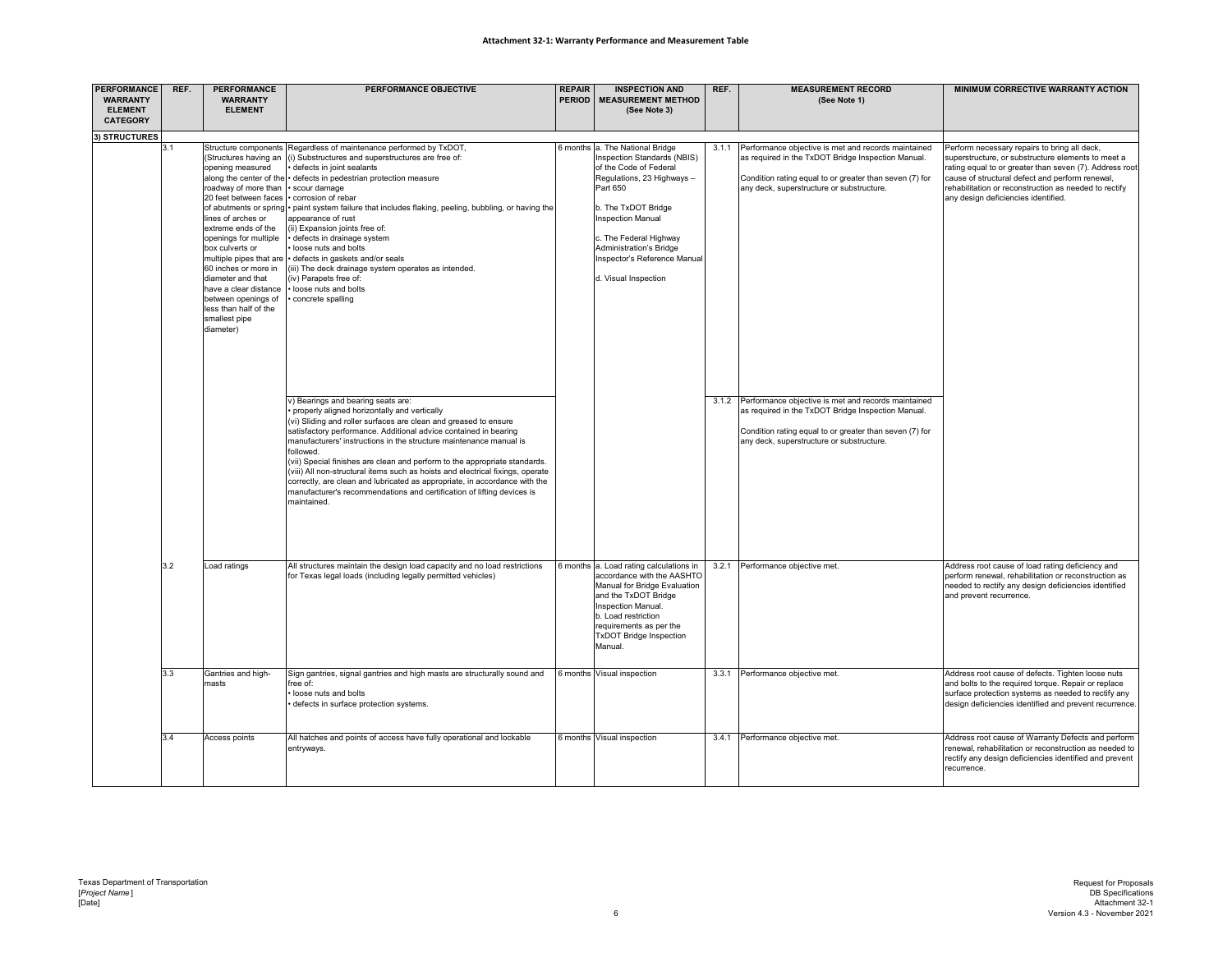**Attachment 32-1: Warranty Performance and Measurement Table**

| PERFORMANCE WARRANTY ELEMENT CATEGORY | REF. | PERFORMANCE WARRANTY ELEMENT | PERFORMANCE OBJECTIVE | REPAIR PERIOD | INSPECTION AND MEASUREMENT METHOD (See Note 3) | REF. | MEASUREMENT RECORD (See Note 1) | MINIMUM CORRECTIVE WARRANTY ACTION |
|---|---|---|---|---|---|---|---|---|
| 3) STRUCTURES | | | | | | | | |
| | 3.1 | Structure components (Structures having an opening measured along the center of the roadway of more than 20 feet between faces of abutments or spring lines of arches or extreme ends of the openings for multiple box culverts or multiple pipes that are 60 inches or more in diameter and that have a clear distance between openings of less than half of the smallest pipe diameter) | Regardless of maintenance performed by TxDOT,<br>(i) Substructures and superstructures are free of:<br>• defects in joint sealants<br>• defects in pedestrian protection measure<br>• scour damage<br>• corrosion of rebar<br>• paint system failure that includes flaking, peeling, bubbling, or having the appearance of rust<br>(ii) Expansion joints free of:<br>• defects in drainage system<br>• loose nuts and bolts<br>• defects in gaskets and/or seals<br>(iii) The deck drainage system operates as intended.<br>(iv) Parapets free of:<br>• loose nuts and bolts<br>• concrete spalling | 6 months | a. The National Bridge Inspection Standards (NBIS) of the Code of Federal Regulations, 23 Highways – Part 650<br><br>b. The TxDOT Bridge Inspection Manual<br><br>c. The Federal Highway Administration's Bridge Inspector's Reference Manual<br><br>d. Visual Inspection | 3.1.1 | Performance objective is met and records maintained as required in the TxDOT Bridge Inspection Manual.<br><br>Condition rating equal to or greater than seven (7) for any deck, superstructure or substructure. | Perform necessary repairs to bring all deck, superstructure, or substructure elements to meet a rating equal to or greater than seven (7). Address root cause of structural defect and perform renewal, rehabilitation or reconstruction as needed to rectify any design deficiencies identified. |
| | | | v) Bearings and bearing seats are:<br>• properly aligned horizontally and vertically<br>(vi) Sliding and roller surfaces are clean and greased to ensure satisfactory performance. Additional advice contained in bearing manufacturers' instructions in the structure maintenance manual is followed.<br>(vii) Special finishes are clean and perform to the appropriate standards.<br>(viii) All non-structural items such as hoists and electrical fixings, operate correctly, are clean and lubricated as appropriate, in accordance with the manufacturer's recommendations and certification of lifting devices is maintained. | | | 3.1.2 | Performance objective is met and records maintained as required in the TxDOT Bridge Inspection Manual.<br><br>Condition rating equal to or greater than seven (7) for any deck, superstructure or substructure. | |
| | 3.2 | Load ratings | All structures maintain the design load capacity and no load restrictions for Texas legal loads (including legally permitted vehicles) | 6 months | a. Load rating calculations in accordance with the AASHTO Manual for Bridge Evaluation and the TxDOT Bridge Inspection Manual.<br>b. Load restriction requirements as per the TxDOT Bridge Inspection Manual. | 3.2.1 | Performance objective met. | Address root cause of load rating deficiency and perform renewal, rehabilitation or reconstruction as needed to rectify any design deficiencies identified and prevent recurrence. |
| | 3.3 | Gantries and high-masts | Sign gantries, signal gantries and high masts are structurally sound and free of:<br>• loose nuts and bolts<br>• defects in surface protection systems. | 6 months | Visual inspection | 3.3.1 | Performance objective met. | Address root cause of defects. Tighten loose nuts and bolts to the required torque. Repair or replace surface protection systems as needed to rectify any design deficiencies identified and prevent recurrence. |
| | 3.4 | Access points | All hatches and points of access have fully operational and lockable entryways. | 6 months | Visual inspection | 3.4.1 | Performance objective met. | Address root cause of Warranty Defects and perform renewal, rehabilitation or reconstruction as needed to rectify any design deficiencies identified and prevent recurrence. |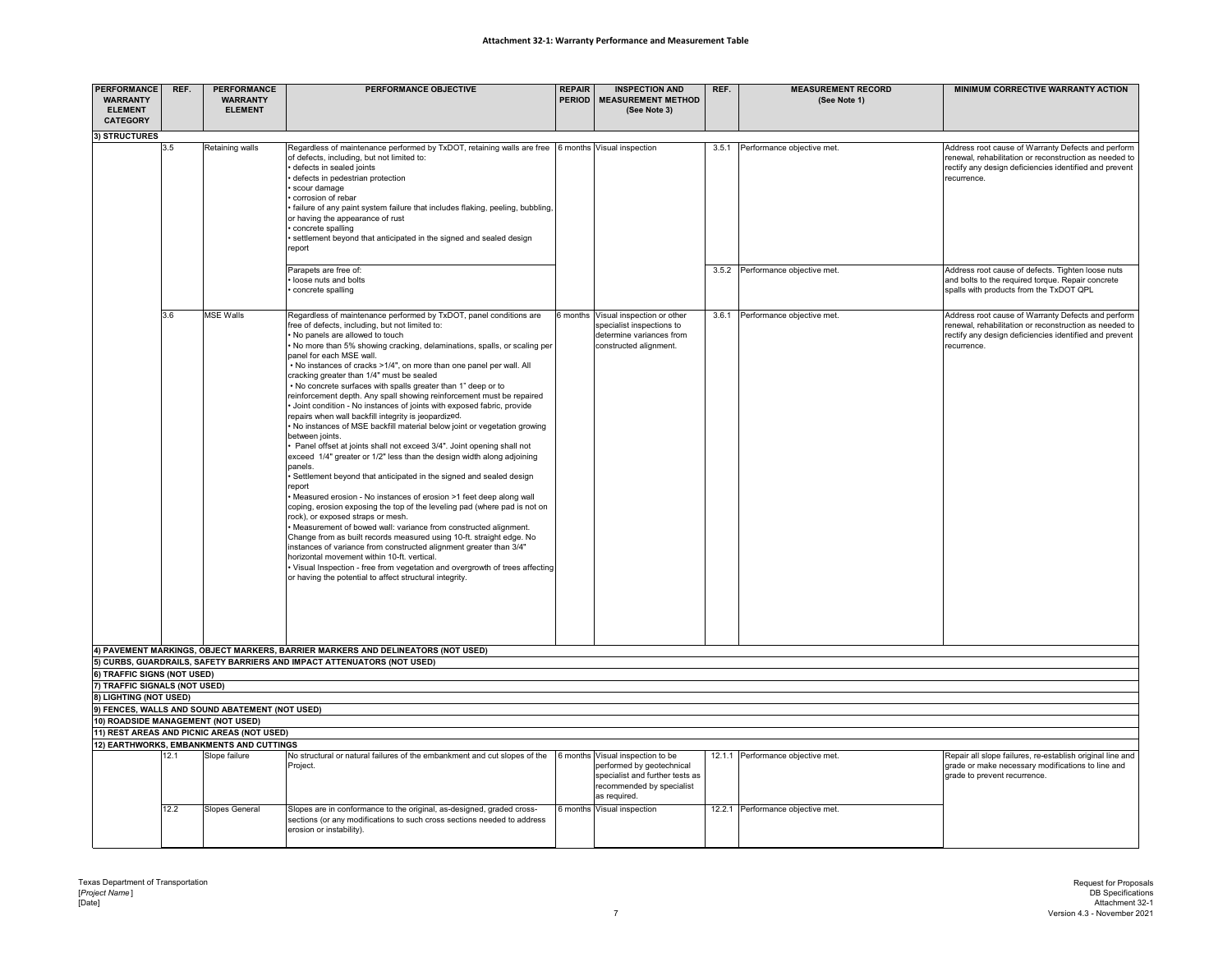**Attachment 32-1: Warranty Performance and Measurement Table**

| PERFORMANCE WARRANTY ELEMENT CATEGORY | REF. | PERFORMANCE WARRANTY ELEMENT | PERFORMANCE OBJECTIVE | REPAIR PERIOD | INSPECTION AND MEASUREMENT METHOD (See Note 3) | REF. | MEASUREMENT RECORD (See Note 1) | MINIMUM CORRECTIVE WARRANTY ACTION |
|---|---|---|---|---|---|---|---|---|
| **3) STRUCTURES** | | | | | | | | |
| | 3.5 | Retaining walls | Regardless of maintenance performed by TxDOT, retaining walls are free of defects, including, but not limited to:<br>• defects in sealed joints<br>• defects in pedestrian protection<br>• scour damage<br>• corrosion of rebar<br>• failure of any paint system failure that includes flaking, peeling, bubbling, or having the appearance of rust<br>• concrete spalling<br>• settlement beyond that anticipated in the signed and sealed design report | 6 months | Visual inspection | 3.5.1 | Performance objective met. | Address root cause of Warranty Defects and perform renewal, rehabilitation or reconstruction as needed to rectify any design deficiencies identified and prevent recurrence. |
| | | | Parapets are free of:<br>• loose nuts and bolts<br>• concrete spalling | | | 3.5.2 | Performance objective met. | Address root cause of defects. Tighten loose nuts and bolts to the required torque. Repair concrete spalls with products from the TxDOT QPL |
| | 3.6 | MSE Walls | Regardless of maintenance performed by TxDOT, panel conditions are free of defects, including, but not limited to:<br>• No panels are allowed to touch<br>• No more than 5% showing cracking, delaminations, spalls, or scaling per panel for each MSE wall.<br>• No instances of cracks >1/4", on more than one panel per wall. All cracking greater than 1/4" must be sealed<br>• No concrete surfaces with spalls greater than 1" deep or to reinforcement depth. Any spall showing reinforcement must be repaired<br>• Joint condition - No instances of joints with exposed fabric, provide repairs when wall backfill integrity is jeopardized.<br>• No instances of MSE backfill material below joint or vegetation growing between joints.<br>• Panel offset at joints shall not exceed 3/4". Joint opening shall not exceed 1/4" greater or 1/2" less than the design width along adjoining panels.<br>• Settlement beyond that anticipated in the signed and sealed design report<br>• Measured erosion - No instances of erosion >1 feet deep along wall coping, erosion exposing the top of the leveling pad (where pad is not on rock), or exposed straps or mesh.<br>• Measurement of bowed wall: variance from constructed alignment. Change from as built records measured using 10-ft. straight edge. No instances of variance from constructed alignment greater than 3/4" horizontal movement within 10-ft. vertical.<br>• Visual Inspection - free from vegetation and overgrowth of trees affecting or having the potential to affect structural integrity. | 6 months | Visual inspection or other specialist inspections to determine variances from constructed alignment. | 3.6.1 | Performance objective met. | Address root cause of Warranty Defects and perform renewal, rehabilitation or reconstruction as needed to rectify any design deficiencies identified and prevent recurrence. |
| **4) PAVEMENT MARKINGS, OBJECT MARKERS, BARRIER MARKERS AND DELINEATORS (NOT USED)** | | | | | | | | |
| **5) CURBS, GUARDRAILS, SAFETY BARRIERS AND IMPACT ATTENUATORS (NOT USED)** | | | | | | | | |
| **6) TRAFFIC SIGNS (NOT USED)** | | | | | | | | |
| **7) TRAFFIC SIGNALS (NOT USED)** | | | | | | | | |
| **8) LIGHTING (NOT USED)** | | | | | | | | |
| **9) FENCES, WALLS AND SOUND ABATEMENT (NOT USED)** | | | | | | | | |
| **10) ROADSIDE MANAGEMENT (NOT USED)** | | | | | | | | |
| **11) REST AREAS AND PICNIC AREAS (NOT USED)** | | | | | | | | |
| **12) EARTHWORKS, EMBANKMENTS AND CUTTINGS** | | | | | | | | |
| | 12.1 | Slope failure | No structural or natural failures of the embankment and cut slopes of the Project. | 6 months | Visual inspection to be performed by geotechnical specialist and further tests as recommended by specialist as required. | 12.1.1 | Performance objective met. | Repair all slope failures, re-establish original line and grade or make necessary modifications to line and grade to prevent recurrence. |
| | 12.2 | Slopes General | Slopes are in conformance to the original, as-designed, graded cross-sections (or any modifications to such cross sections needed to address erosion or instability). | 6 months | Visual inspection | 12.2.1 | Performance objective met. | |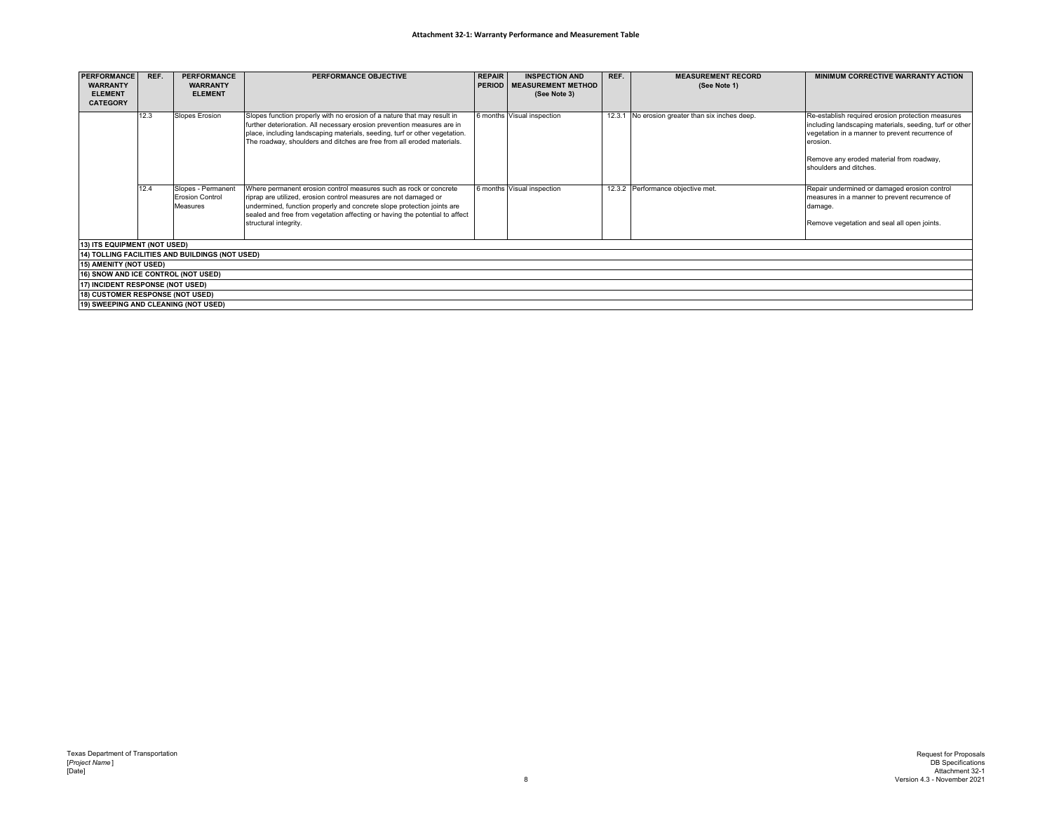**Attachment 32-1: Warranty Performance and Measurement Table**

| PERFORMANCE WARRANTY ELEMENT CATEGORY | REF. | PERFORMANCE WARRANTY ELEMENT | PERFORMANCE OBJECTIVE | REPAIR PERIOD | INSPECTION AND MEASUREMENT METHOD (See Note 3) | REF. | MEASUREMENT RECORD (See Note 1) | MINIMUM CORRECTIVE WARRANTY ACTION |
|---|---|---|---|---|---|---|---|---|
| | 12.3 | Slopes Erosion | Slopes function properly with no erosion of a nature that may result in further deterioration. All necessary erosion prevention measures are in place, including landscaping materials, seeding, turf or other vegetation. The roadway, shoulders and ditches are free from all eroded materials. | 6 months | Visual inspection | 12.3.1 | No erosion greater than six inches deep. | Re-establish required erosion protection measures including landscaping materials, seeding, turf or other vegetation in a manner to prevent recurrence of erosion.<br><br>Remove any eroded material from roadway, shoulders and ditches. |
| | 12.4 | Slopes - Permanent Erosion Control Measures | Where permanent erosion control measures such as rock or concrete riprap are utilized, erosion control measures are not damaged or undermined, function properly and concrete slope protection joints are sealed and free from vegetation affecting or having the potential to affect structural integrity. | 6 months | Visual inspection | 12.3.2 | Performance objective met. | Repair undermined or damaged erosion control measures in a manner to prevent recurrence of damage.<br><br>Remove vegetation and seal all open joints. |
| **13) ITS EQUIPMENT (NOT USED)** | | | | | | | | |
| **14) TOLLING FACILITIES AND BUILDINGS (NOT USED)** | | | | | | | | |
| **15) AMENITY (NOT USED)** | | | | | | | | |
| **16) SNOW AND ICE CONTROL (NOT USED)** | | | | | | | | |
| **17) INCIDENT RESPONSE (NOT USED)** | | | | | | | | |
| **18) CUSTOMER RESPONSE (NOT USED)** | | | | | | | | |
| **19) SWEEPING AND CLEANING (NOT USED)** | | | | | | | | |